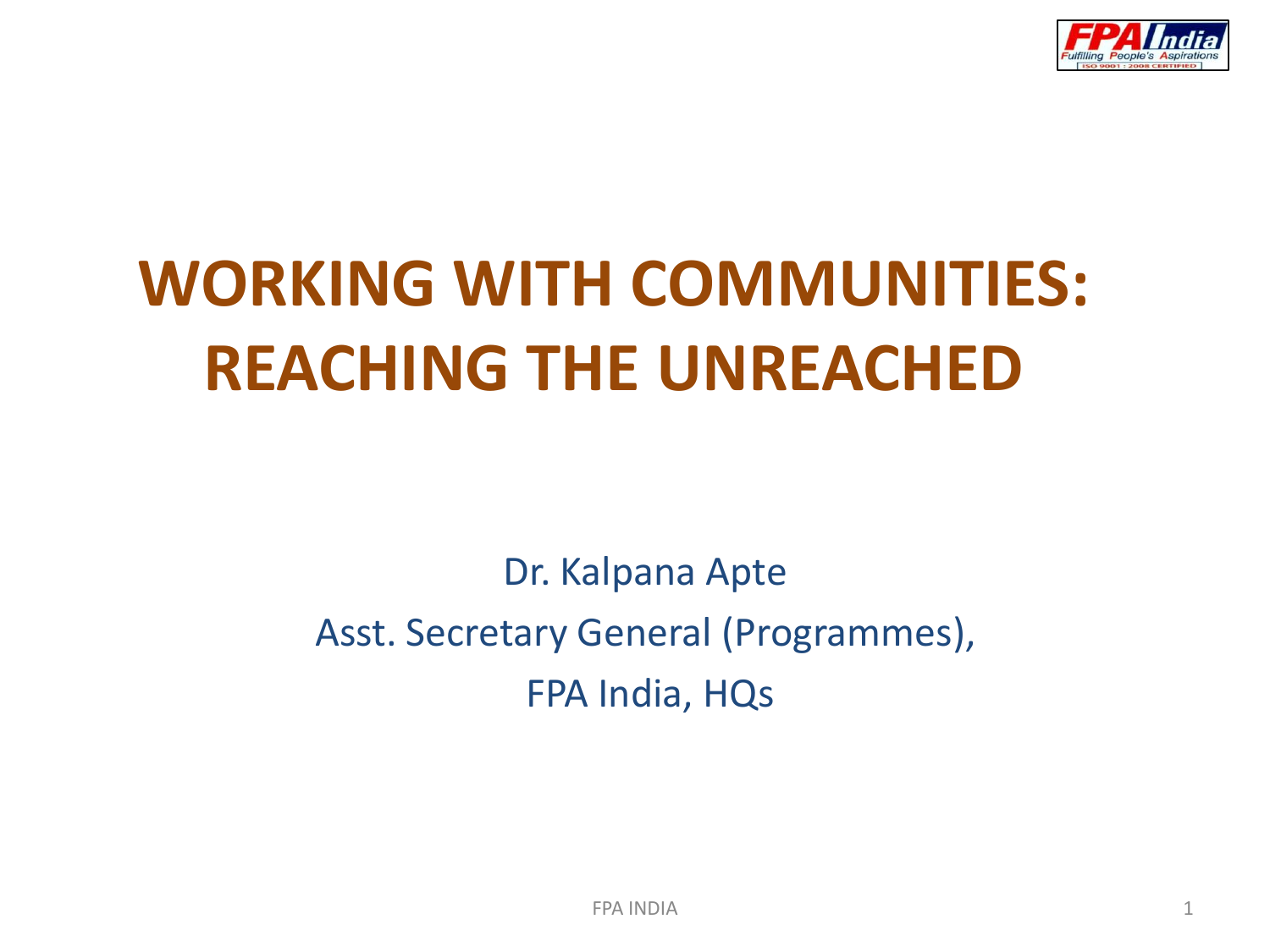# WORKING WITH COMMUNITIES: REACHING THE UNREACHED

Dr. Kalpana Apte

Asst. Secretary General (Programmes),

FPA India, HQs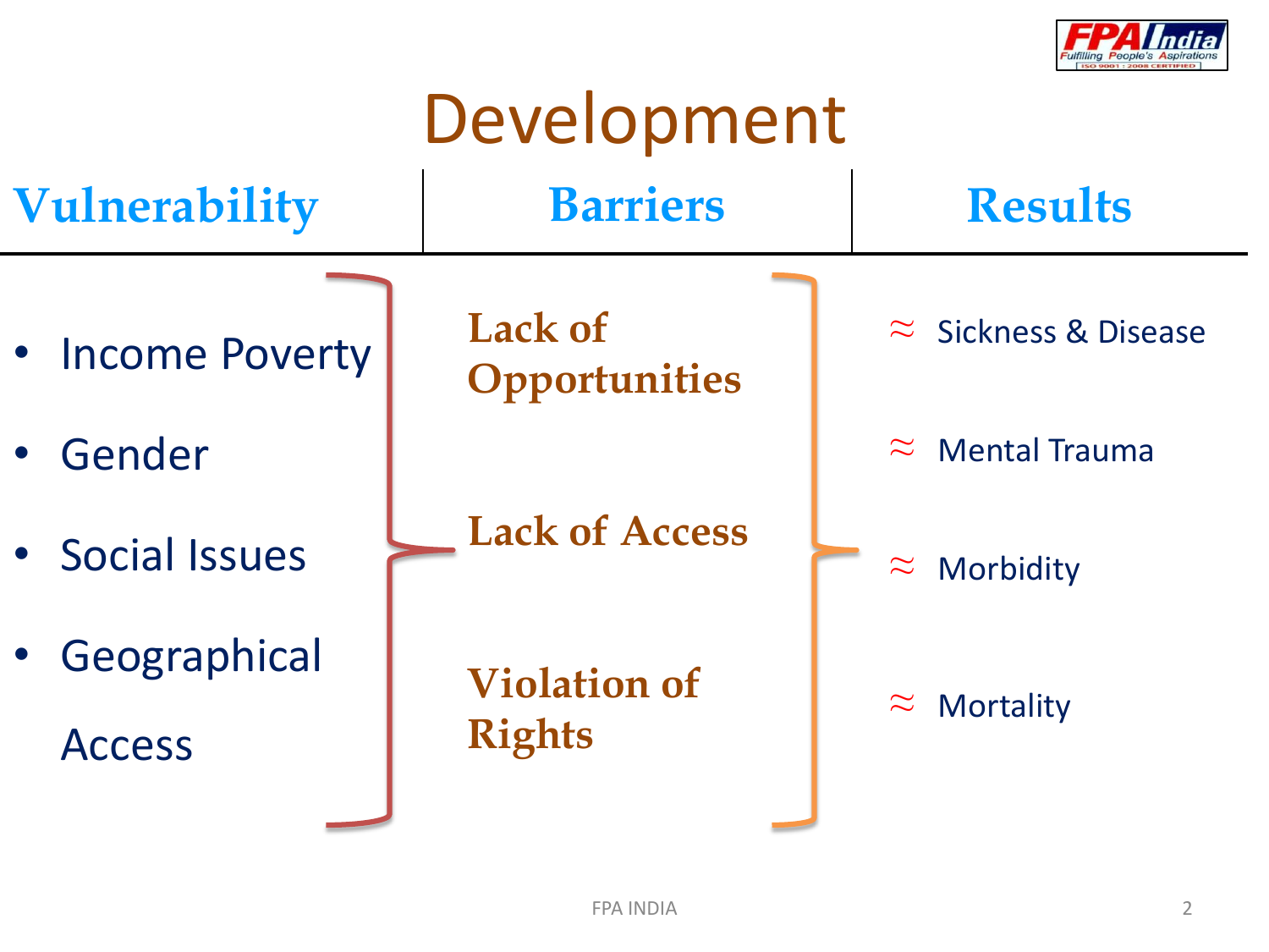# Development

| Vulnerability | Barriers | Results |
|---|---|---|
| • Income Poverty<br>• Gender<br>• Social Issues<br>• Geographical Access | Lack of Opportunities<br>Lack of Access<br>Violation of Rights | ≈ Sickness & Disease<br>≈ Mental Trauma<br>≈ Morbidity<br>≈ Mortality |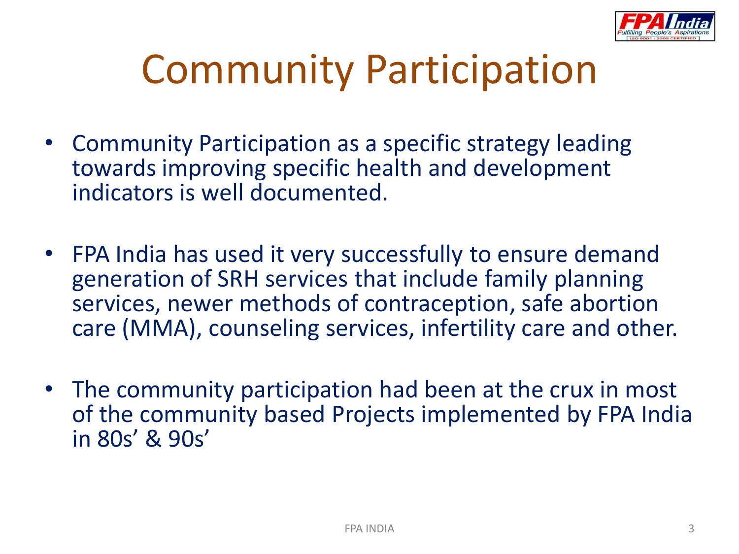# Community Participation

- Community Participation as a specific strategy leading towards improving specific health and development indicators is well documented.
- FPA India has used it very successfully to ensure demand generation of SRH services that include family planning services, newer methods of contraception, safe abortion care (MMA), counseling services, infertility care and other.
- The community participation had been at the crux in most of the community based Projects implemented by FPA India in 80s' & 90s'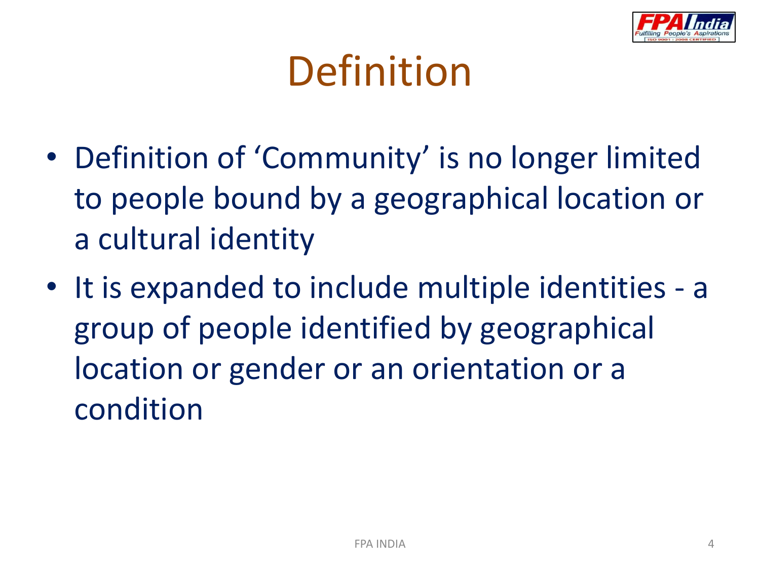# Definition

- Definition of 'Community' is no longer limited to people bound by a geographical location or a cultural identity
- It is expanded to include multiple identities - a group of people identified by geographical location or gender or an orientation or a condition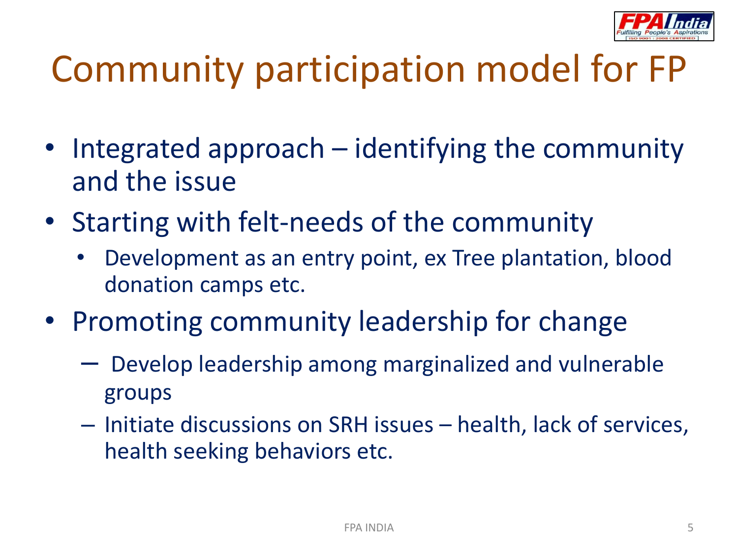# Community participation model for FP

- Integrated approach – identifying the community and the issue
- Starting with felt-needs of the community
  - Development as an entry point, ex Tree plantation, blood donation camps etc.
- Promoting community leadership for change
  - Develop leadership among marginalized and vulnerable groups
  - Initiate discussions on SRH issues – health, lack of services, health seeking behaviors etc.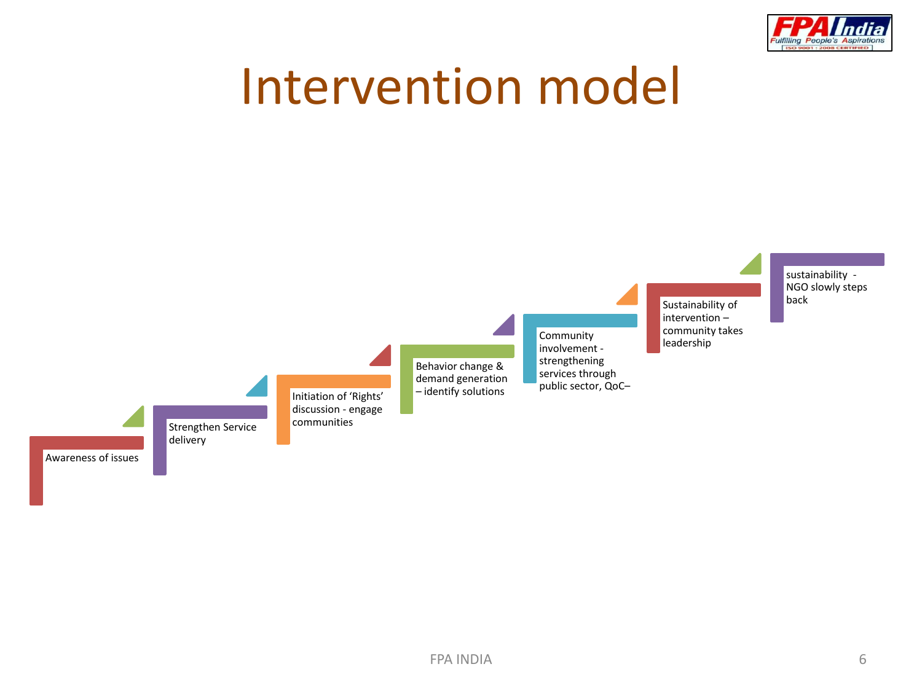# Intervention model

1. Awareness of issues
2. Strengthen Service delivery
3. Initiation of 'Rights' discussion - engage communities
4. Behavior change & demand generation – identify solutions
5. Community involvement - strengthening services through public sector, QoC–
6. Sustainability of intervention – community takes leadership
7. sustainability - NGO slowly steps back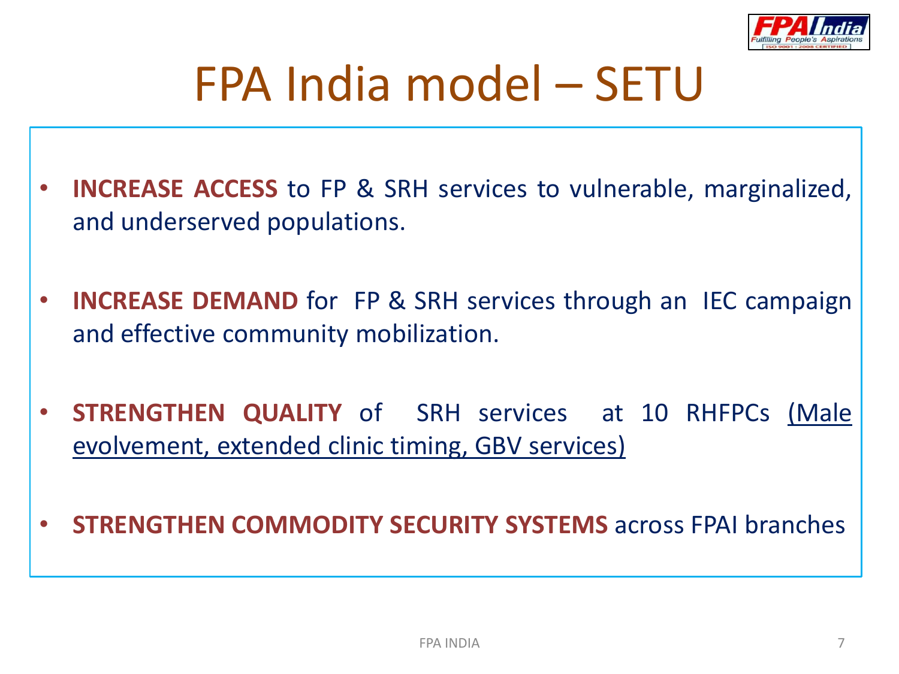# FPA India model – SETU

- **INCREASE ACCESS** to FP & SRH services to vulnerable, marginalized, and underserved populations.
- **INCREASE DEMAND** for FP & SRH services through an IEC campaign and effective community mobilization.
- **STRENGTHEN QUALITY** of SRH services at 10 RHFPCs (Male evolvement, extended clinic timing, GBV services)
- **STRENGTHEN COMMODITY SECURITY SYSTEMS** across FPAI branches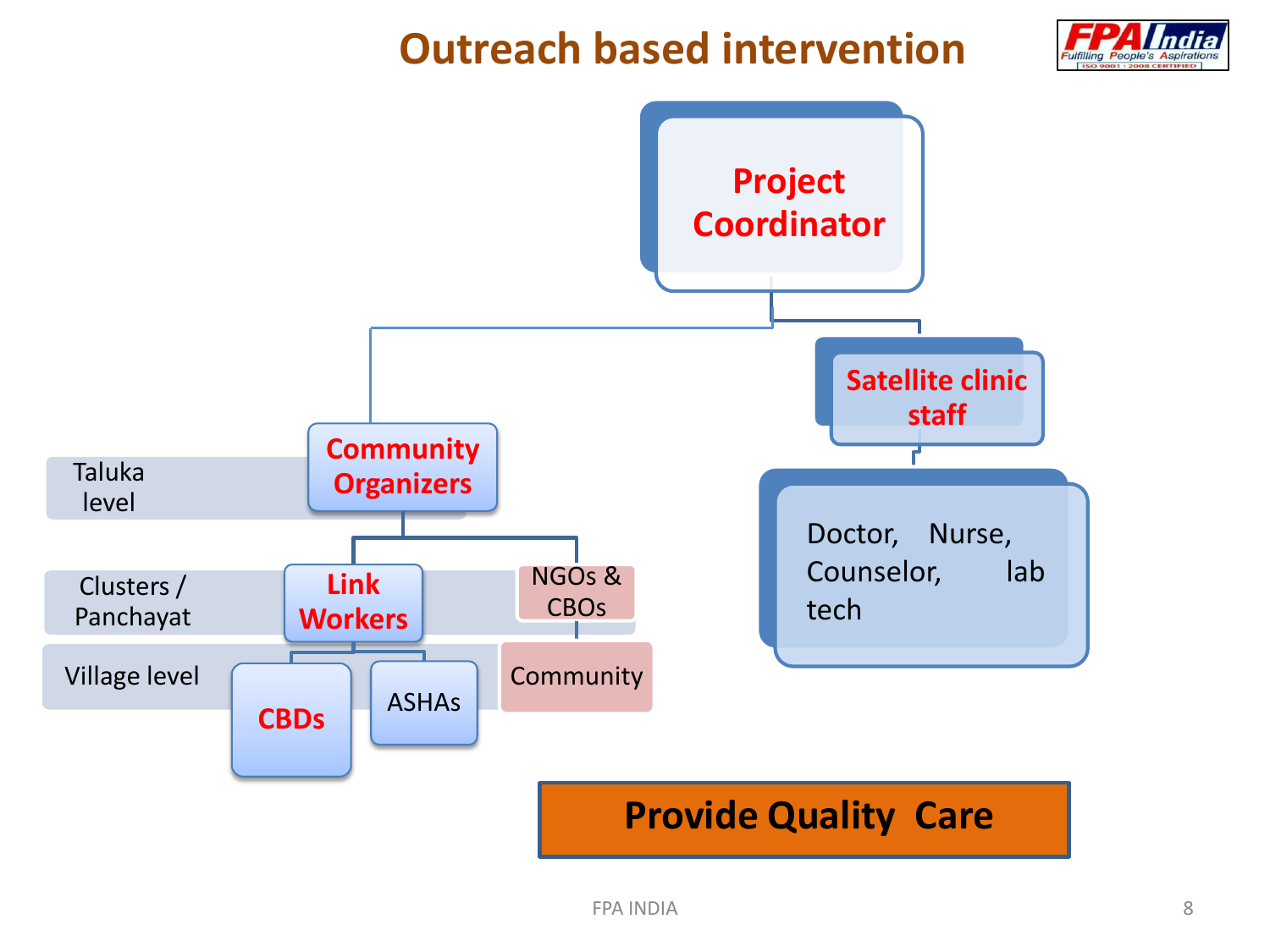# Outreach based intervention

- **Project Coordinator**
  - **Community Organizers** (Taluka level)
    - **Link Workers** (Clusters / Panchayat)
      - **CBDs** (Village level)
      - ASHAs (Village level)
    - NGOs & CBOs (Clusters / Panchayat)
      - Community (Village level)
  - **Satellite clinic staff**
    - Doctor, Nurse, Counselor, lab tech

**Provide Quality Care**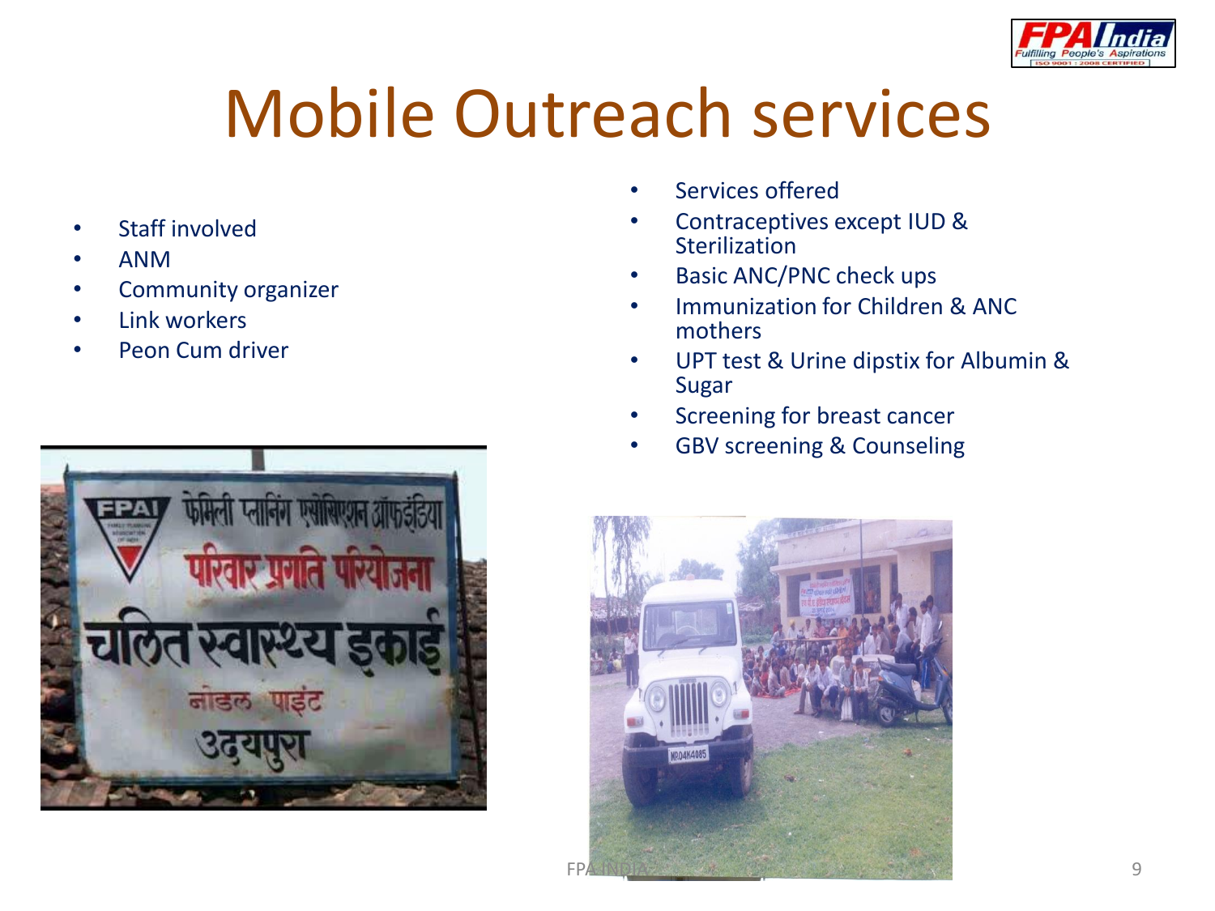# Mobile Outreach services

- Staff involved
- ANM
- Community organizer
- Link workers
- Peon Cum driver

- Services offered
- Contraceptives except IUD & Sterilization
- Basic ANC/PNC check ups
- Immunization for Children & ANC mothers
- UPT test & Urine dipstix for Albumin & Sugar
- Screening for breast cancer
- GBV screening & Counseling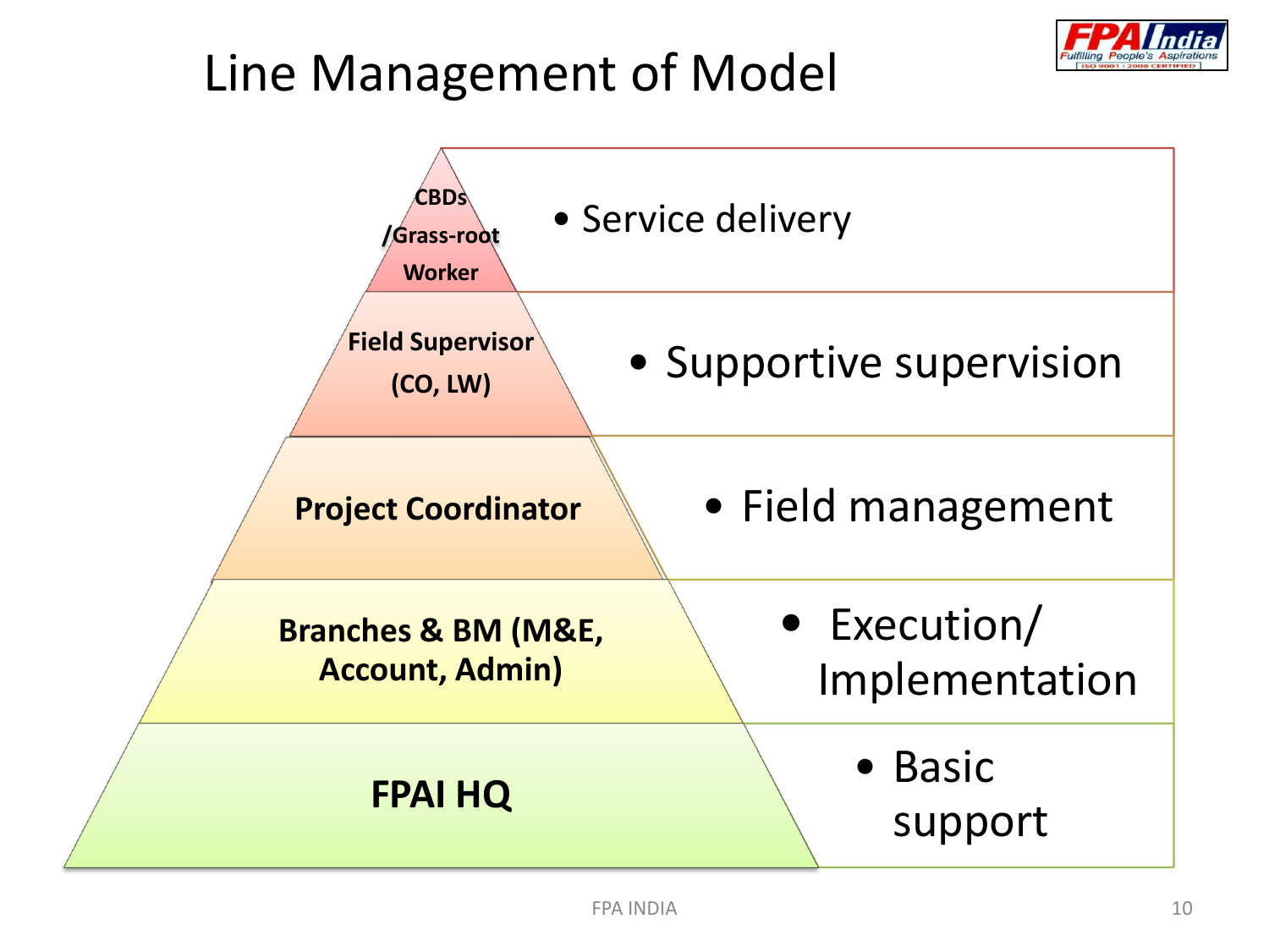# Line Management of Model

| Level | Role |
| --- | --- |
| **CBDs /Grass-root Worker** | Service delivery |
| **Field Supervisor (CO, LW)** | Supportive supervision |
| **Project Coordinator** | Field management |
| **Branches & BM (M&E, Account, Admin)** | Execution/ Implementation |
| **FPAI HQ** | Basic support |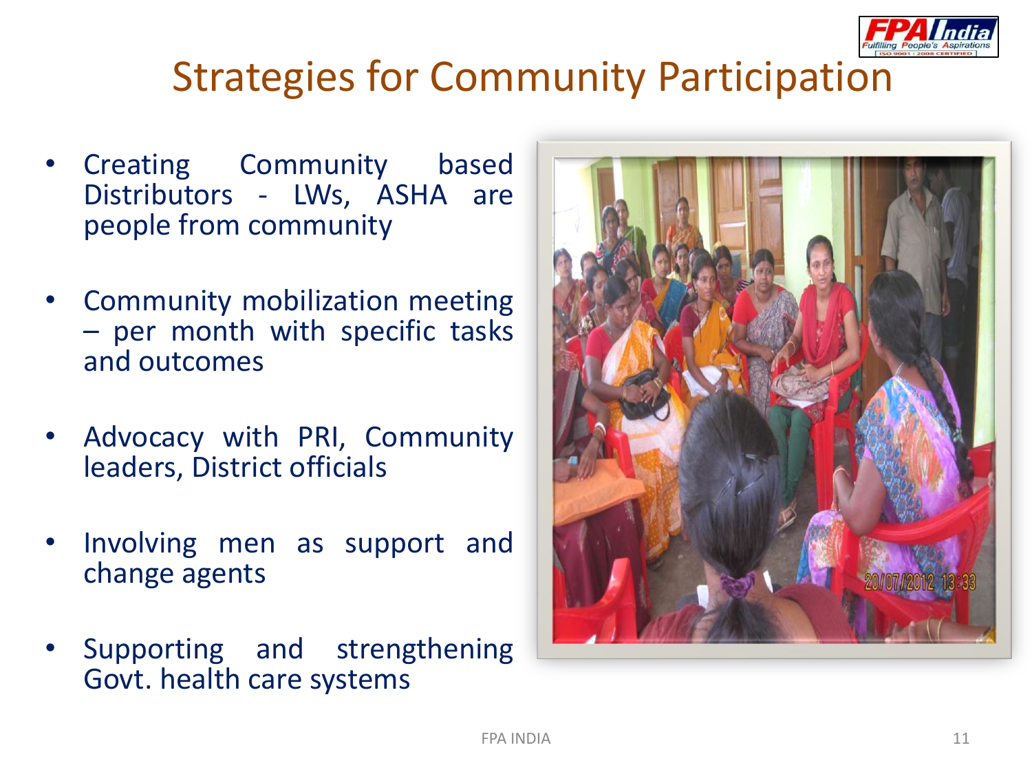# Strategies for Community Participation

- Creating Community based Distributors - LWs, ASHA are people from community
- Community mobilization meeting – per month with specific tasks and outcomes
- Advocacy with PRI, Community leaders, District officials
- Involving men as support and change agents
- Supporting and strengthening Govt. health care systems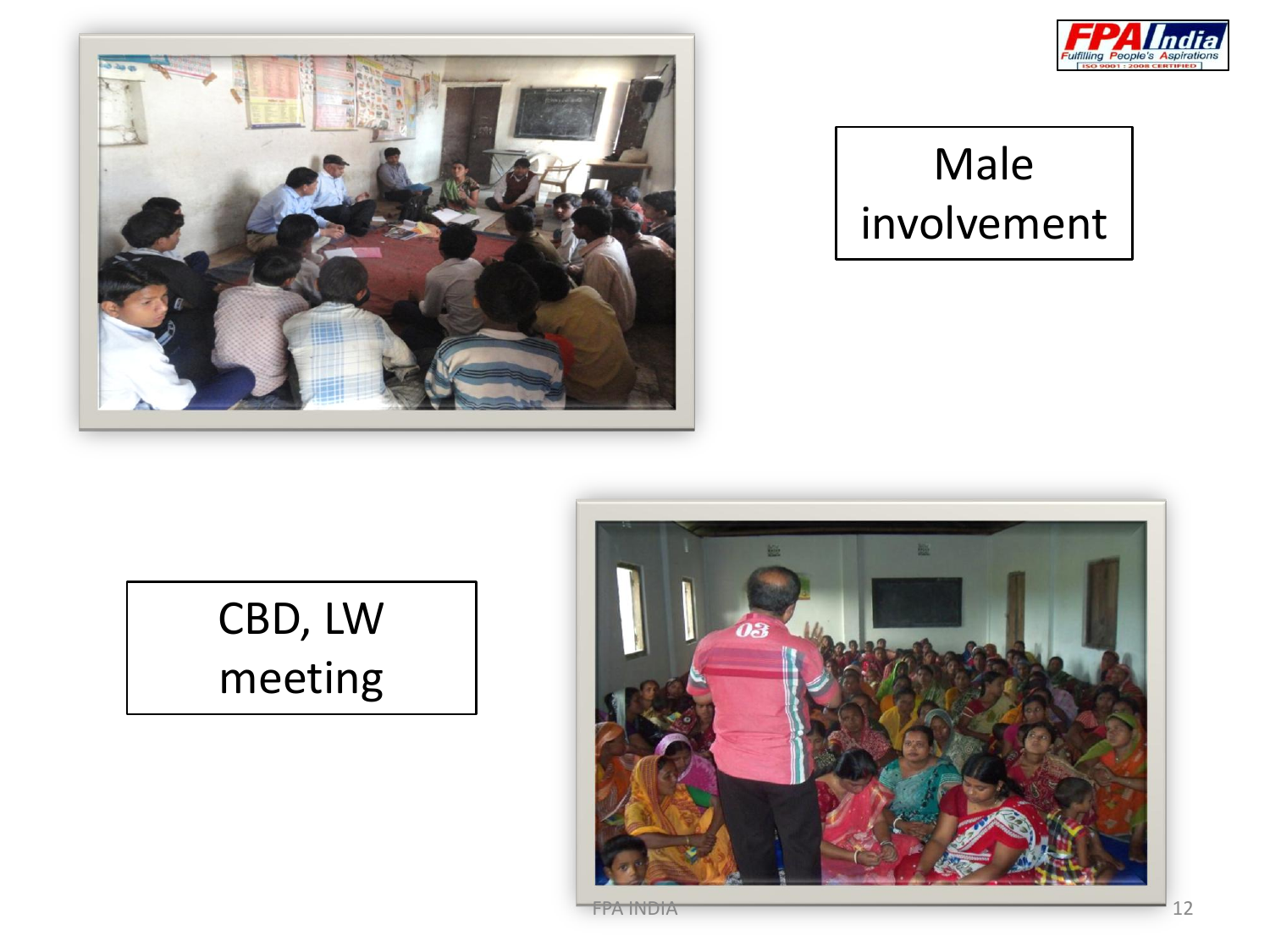Male involvement

CBD, LW meeting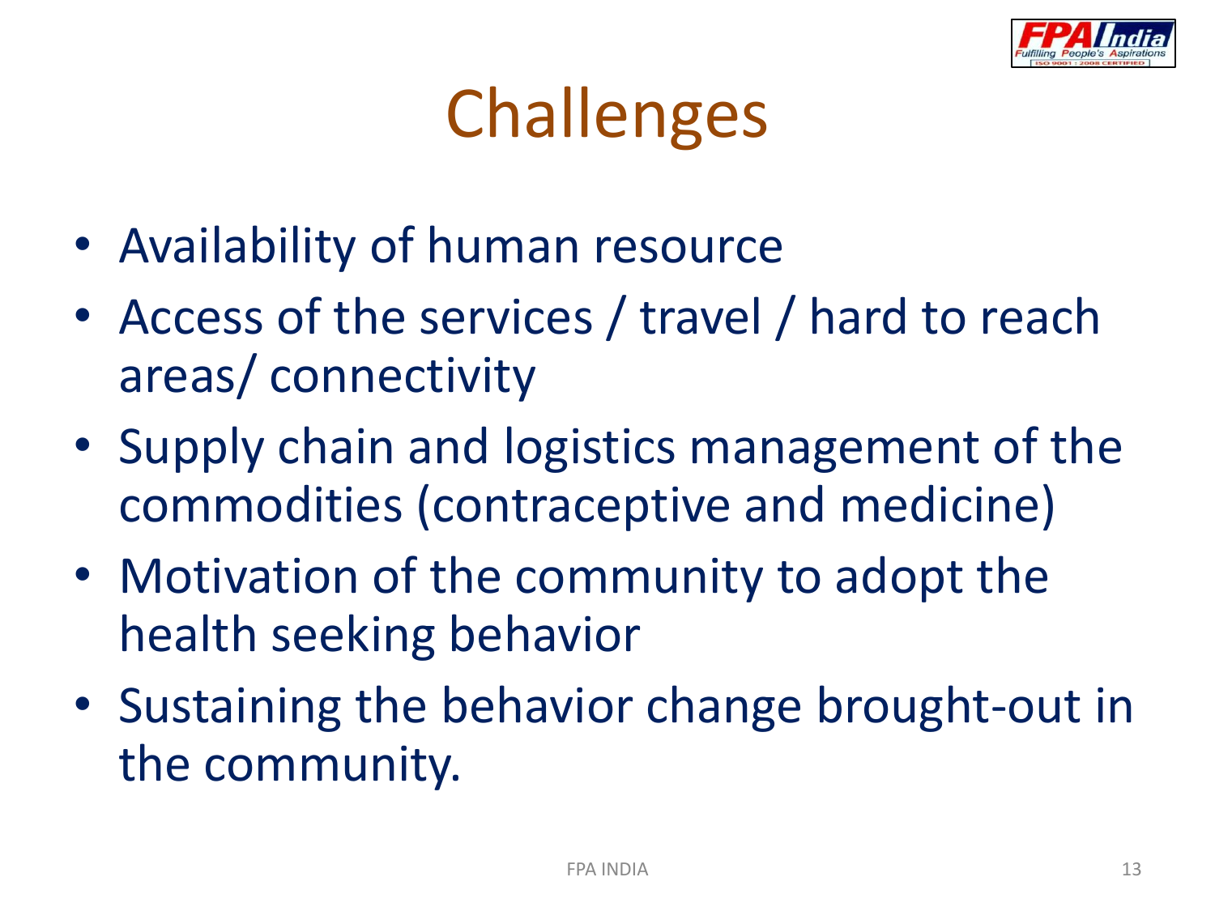# Challenges

- Availability of human resource
- Access of the services / travel / hard to reach areas/ connectivity
- Supply chain and logistics management of the commodities (contraceptive and medicine)
- Motivation of the community to adopt the health seeking behavior
- Sustaining the behavior change brought-out in the community.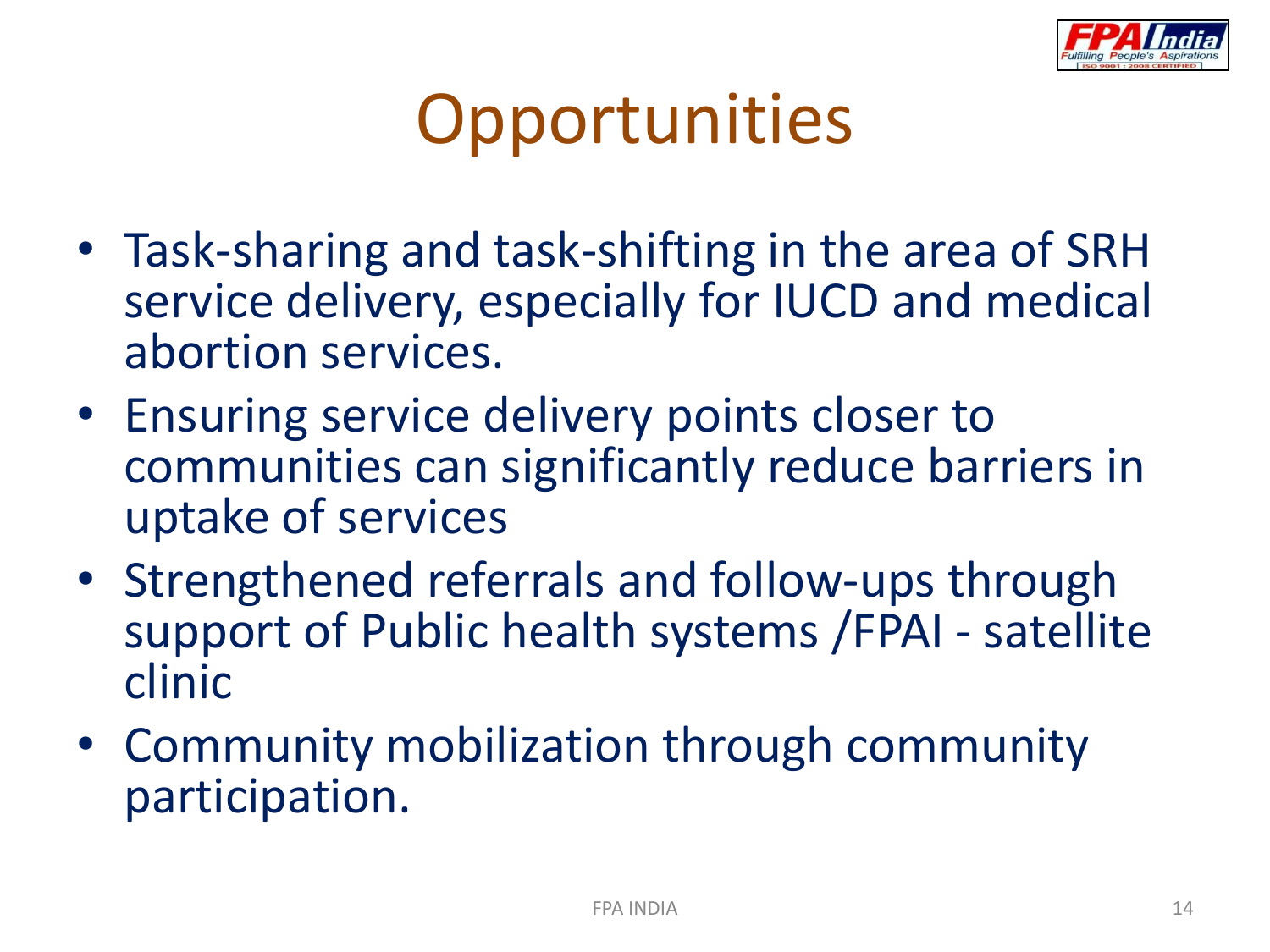# Opportunities

- Task-sharing and task-shifting in the area of SRH service delivery, especially for IUCD and medical abortion services.
- Ensuring service delivery points closer to communities can significantly reduce barriers in uptake of services
- Strengthened referrals and follow-ups through support of Public health systems /FPAI - satellite clinic
- Community mobilization through community participation.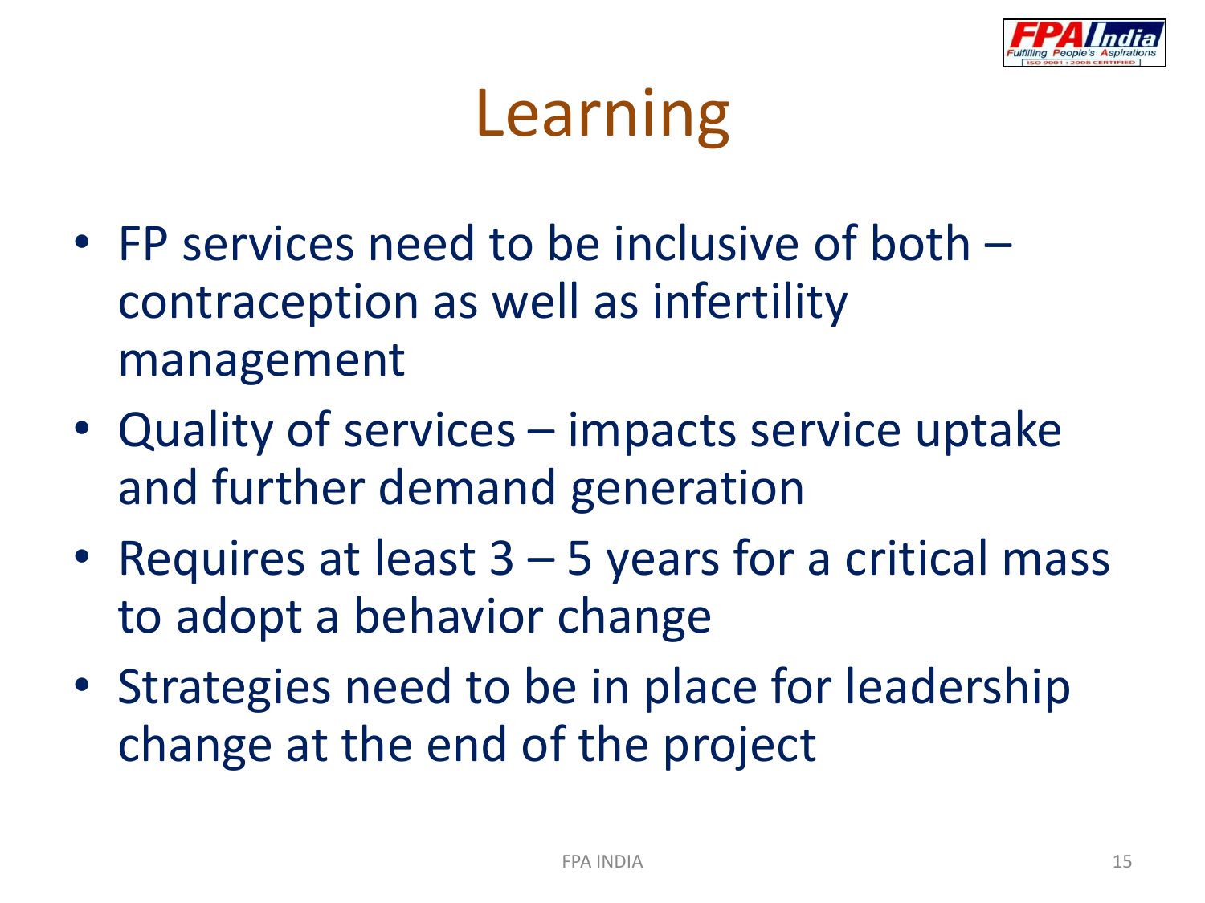# Learning

- FP services need to be inclusive of both – contraception as well as infertility management
- Quality of services – impacts service uptake and further demand generation
- Requires at least 3 – 5 years for a critical mass to adopt a behavior change
- Strategies need to be in place for leadership change at the end of the project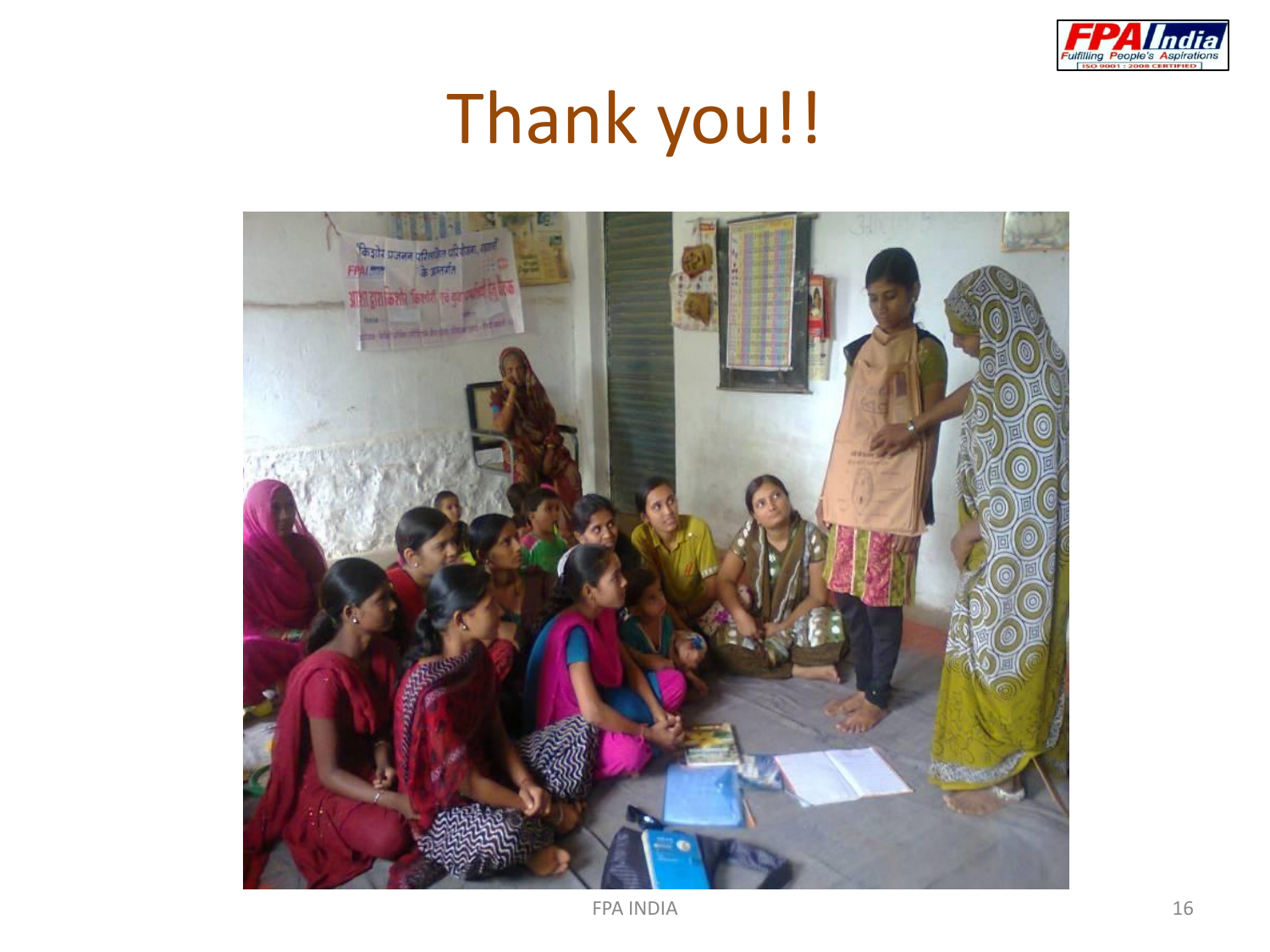# Thank you!!